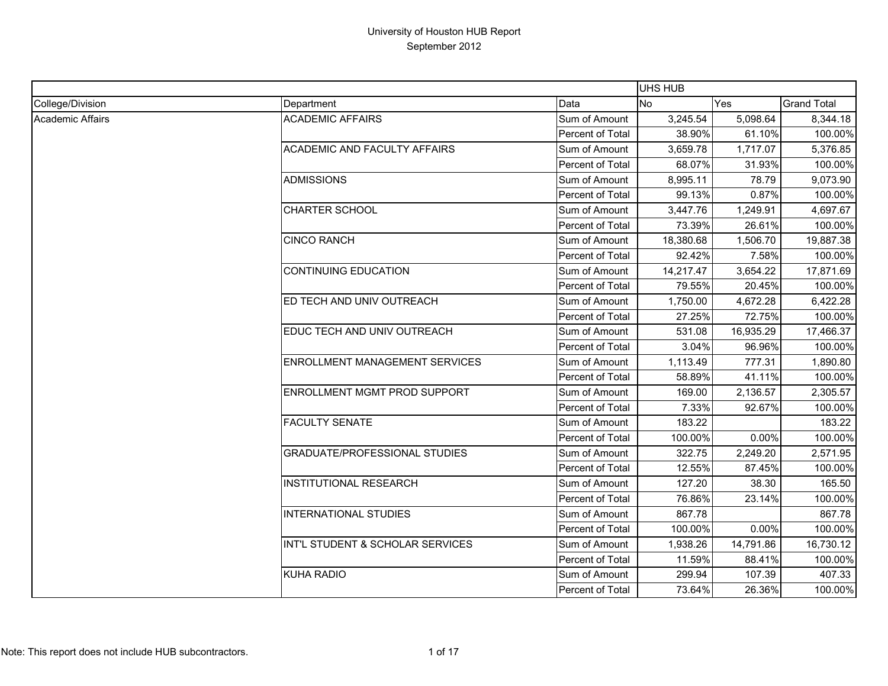# University of Houston HUB Report
September 2012

| | | | UHS HUB | | |
|---|---|---|---|---|---|
| College/Division | Department | Data | No | Yes | Grand Total |
| Academic Affairs | ACADEMIC AFFAIRS | Sum of Amount | 3,245.54 | 5,098.64 | 8,344.18 |
| | | Percent of Total | 38.90% | 61.10% | 100.00% |
| | ACADEMIC AND FACULTY AFFAIRS | Sum of Amount | 3,659.78 | 1,717.07 | 5,376.85 |
| | | Percent of Total | 68.07% | 31.93% | 100.00% |
| | ADMISSIONS | Sum of Amount | 8,995.11 | 78.79 | 9,073.90 |
| | | Percent of Total | 99.13% | 0.87% | 100.00% |
| | CHARTER SCHOOL | Sum of Amount | 3,447.76 | 1,249.91 | 4,697.67 |
| | | Percent of Total | 73.39% | 26.61% | 100.00% |
| | CINCO RANCH | Sum of Amount | 18,380.68 | 1,506.70 | 19,887.38 |
| | | Percent of Total | 92.42% | 7.58% | 100.00% |
| | CONTINUING EDUCATION | Sum of Amount | 14,217.47 | 3,654.22 | 17,871.69 |
| | | Percent of Total | 79.55% | 20.45% | 100.00% |
| | ED TECH AND UNIV OUTREACH | Sum of Amount | 1,750.00 | 4,672.28 | 6,422.28 |
| | | Percent of Total | 27.25% | 72.75% | 100.00% |
| | EDUC TECH AND UNIV OUTREACH | Sum of Amount | 531.08 | 16,935.29 | 17,466.37 |
| | | Percent of Total | 3.04% | 96.96% | 100.00% |
| | ENROLLMENT MANAGEMENT SERVICES | Sum of Amount | 1,113.49 | 777.31 | 1,890.80 |
| | | Percent of Total | 58.89% | 41.11% | 100.00% |
| | ENROLLMENT MGMT PROD SUPPORT | Sum of Amount | 169.00 | 2,136.57 | 2,305.57 |
| | | Percent of Total | 7.33% | 92.67% | 100.00% |
| | FACULTY SENATE | Sum of Amount | 183.22 | | 183.22 |
| | | Percent of Total | 100.00% | 0.00% | 100.00% |
| | GRADUATE/PROFESSIONAL STUDIES | Sum of Amount | 322.75 | 2,249.20 | 2,571.95 |
| | | Percent of Total | 12.55% | 87.45% | 100.00% |
| | INSTITUTIONAL RESEARCH | Sum of Amount | 127.20 | 38.30 | 165.50 |
| | | Percent of Total | 76.86% | 23.14% | 100.00% |
| | INTERNATIONAL STUDIES | Sum of Amount | 867.78 | | 867.78 |
| | | Percent of Total | 100.00% | 0.00% | 100.00% |
| | INT'L STUDENT & SCHOLAR SERVICES | Sum of Amount | 1,938.26 | 14,791.86 | 16,730.12 |
| | | Percent of Total | 11.59% | 88.41% | 100.00% |
| | KUHA RADIO | Sum of Amount | 299.94 | 107.39 | 407.33 |
| | | Percent of Total | 73.64% | 26.36% | 100.00% |

Note: This report does not include HUB subcontractors.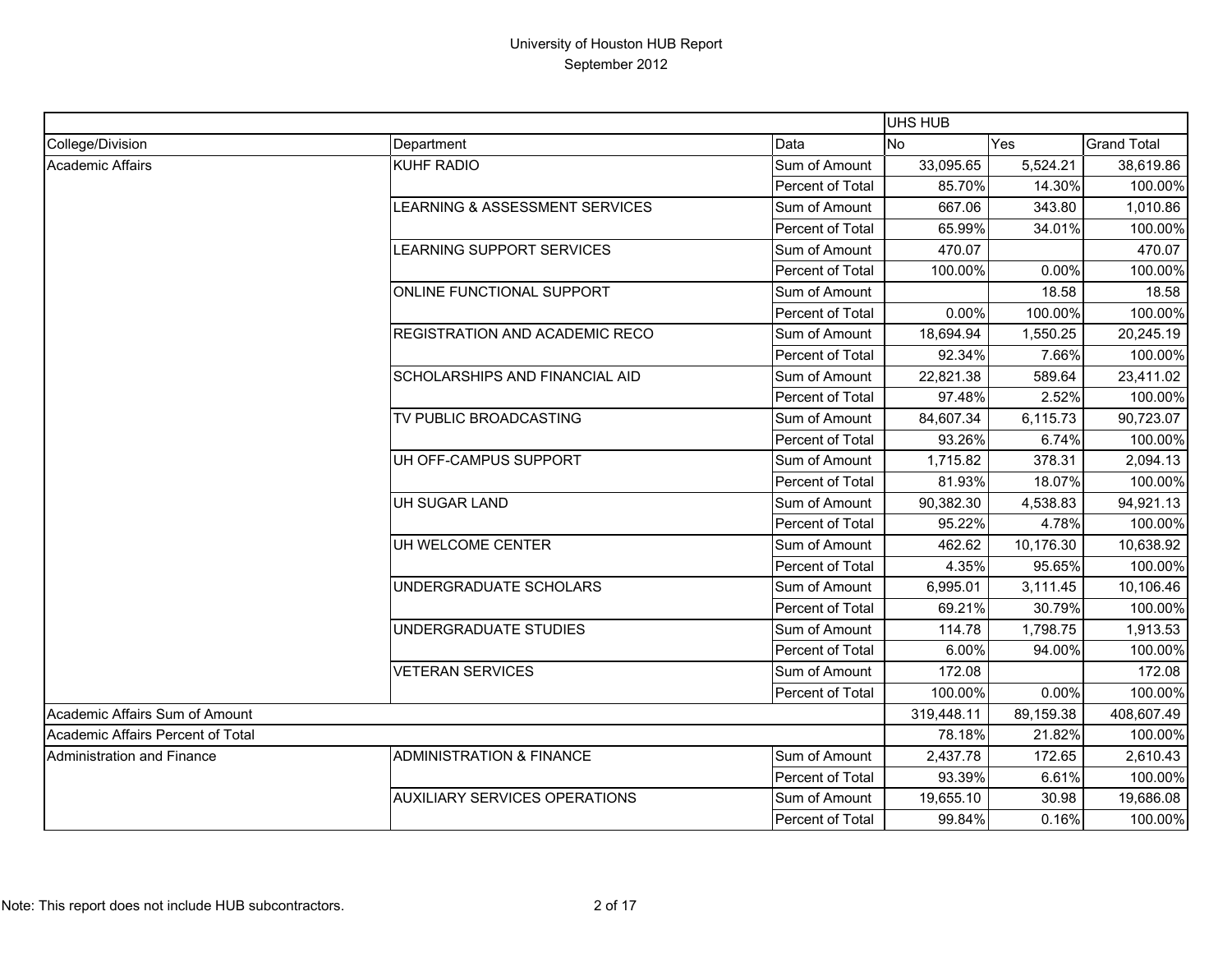# University of Houston HUB Report
## September 2012

| | | | UHS HUB | | |
|---|---|---|---|---|---|
| College/Division | Department | Data | No | Yes | Grand Total |
| Academic Affairs | KUHF RADIO | Sum of Amount | 33,095.65 | 5,524.21 | 38,619.86 |
| | | Percent of Total | 85.70% | 14.30% | 100.00% |
| | LEARNING & ASSESSMENT SERVICES | Sum of Amount | 667.06 | 343.80 | 1,010.86 |
| | | Percent of Total | 65.99% | 34.01% | 100.00% |
| | LEARNING SUPPORT SERVICES | Sum of Amount | 470.07 | | 470.07 |
| | | Percent of Total | 100.00% | 0.00% | 100.00% |
| | ONLINE FUNCTIONAL SUPPORT | Sum of Amount | | 18.58 | 18.58 |
| | | Percent of Total | 0.00% | 100.00% | 100.00% |
| | REGISTRATION AND ACADEMIC RECO | Sum of Amount | 18,694.94 | 1,550.25 | 20,245.19 |
| | | Percent of Total | 92.34% | 7.66% | 100.00% |
| | SCHOLARSHIPS AND FINANCIAL AID | Sum of Amount | 22,821.38 | 589.64 | 23,411.02 |
| | | Percent of Total | 97.48% | 2.52% | 100.00% |
| | TV PUBLIC BROADCASTING | Sum of Amount | 84,607.34 | 6,115.73 | 90,723.07 |
| | | Percent of Total | 93.26% | 6.74% | 100.00% |
| | UH OFF-CAMPUS SUPPORT | Sum of Amount | 1,715.82 | 378.31 | 2,094.13 |
| | | Percent of Total | 81.93% | 18.07% | 100.00% |
| | UH SUGAR LAND | Sum of Amount | 90,382.30 | 4,538.83 | 94,921.13 |
| | | Percent of Total | 95.22% | 4.78% | 100.00% |
| | UH WELCOME CENTER | Sum of Amount | 462.62 | 10,176.30 | 10,638.92 |
| | | Percent of Total | 4.35% | 95.65% | 100.00% |
| | UNDERGRADUATE SCHOLARS | Sum of Amount | 6,995.01 | 3,111.45 | 10,106.46 |
| | | Percent of Total | 69.21% | 30.79% | 100.00% |
| | UNDERGRADUATE STUDIES | Sum of Amount | 114.78 | 1,798.75 | 1,913.53 |
| | | Percent of Total | 6.00% | 94.00% | 100.00% |
| | VETERAN SERVICES | Sum of Amount | 172.08 | | 172.08 |
| | | Percent of Total | 100.00% | 0.00% | 100.00% |
| Academic Affairs Sum of Amount | | | 319,448.11 | 89,159.38 | 408,607.49 |
| Academic Affairs Percent of Total | | | 78.18% | 21.82% | 100.00% |
| Administration and Finance | ADMINISTRATION & FINANCE | Sum of Amount | 2,437.78 | 172.65 | 2,610.43 |
| | | Percent of Total | 93.39% | 6.61% | 100.00% |
| | AUXILIARY SERVICES OPERATIONS | Sum of Amount | 19,655.10 | 30.98 | 19,686.08 |
| | | Percent of Total | 99.84% | 0.16% | 100.00% |

Note: This report does not include HUB subcontractors.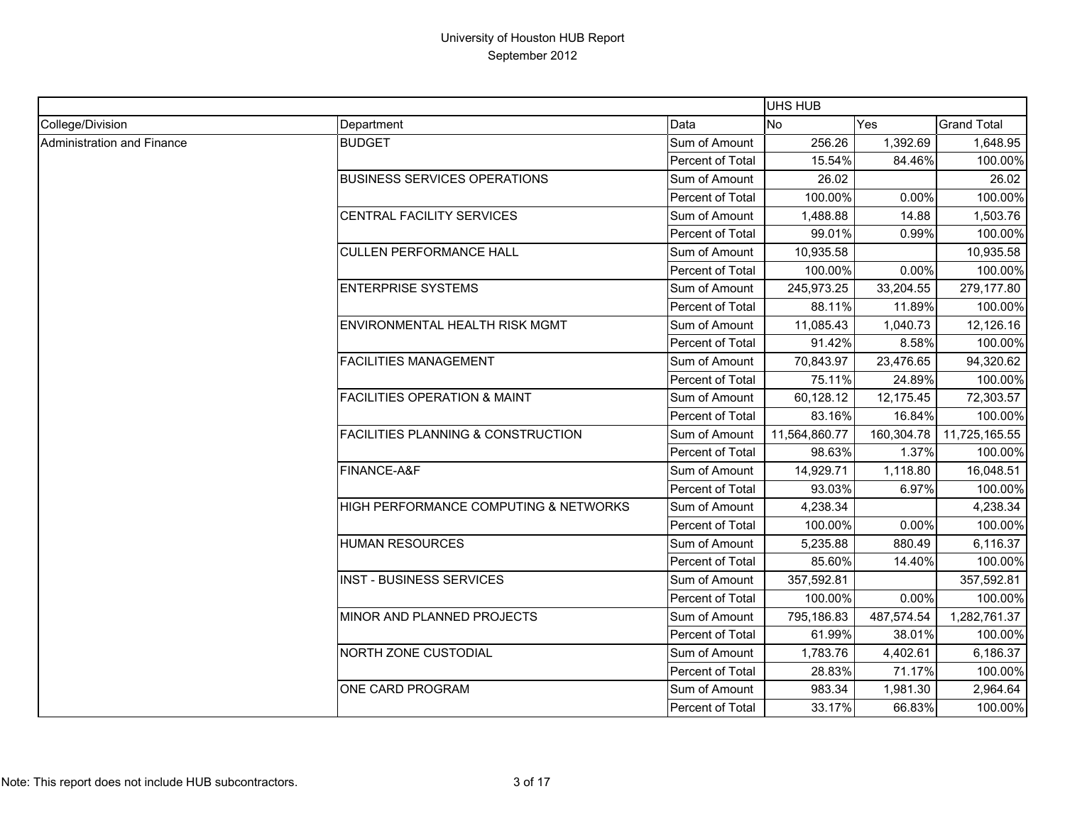# University of Houston HUB Report

September 2012

| | | | UHS HUB | | |
|---|---|---|---|---|---|
| College/Division | Department | Data | No | Yes | Grand Total |
| Administration and Finance | BUDGET | Sum of Amount | 256.26 | 1,392.69 | 1,648.95 |
| | | Percent of Total | 15.54% | 84.46% | 100.00% |
| | BUSINESS SERVICES OPERATIONS | Sum of Amount | 26.02 | | 26.02 |
| | | Percent of Total | 100.00% | 0.00% | 100.00% |
| | CENTRAL FACILITY SERVICES | Sum of Amount | 1,488.88 | 14.88 | 1,503.76 |
| | | Percent of Total | 99.01% | 0.99% | 100.00% |
| | CULLEN PERFORMANCE HALL | Sum of Amount | 10,935.58 | | 10,935.58 |
| | | Percent of Total | 100.00% | 0.00% | 100.00% |
| | ENTERPRISE SYSTEMS | Sum of Amount | 245,973.25 | 33,204.55 | 279,177.80 |
| | | Percent of Total | 88.11% | 11.89% | 100.00% |
| | ENVIRONMENTAL HEALTH RISK MGMT | Sum of Amount | 11,085.43 | 1,040.73 | 12,126.16 |
| | | Percent of Total | 91.42% | 8.58% | 100.00% |
| | FACILITIES MANAGEMENT | Sum of Amount | 70,843.97 | 23,476.65 | 94,320.62 |
| | | Percent of Total | 75.11% | 24.89% | 100.00% |
| | FACILITIES OPERATION & MAINT | Sum of Amount | 60,128.12 | 12,175.45 | 72,303.57 |
| | | Percent of Total | 83.16% | 16.84% | 100.00% |
| | FACILITIES PLANNING & CONSTRUCTION | Sum of Amount | 11,564,860.77 | 160,304.78 | 11,725,165.55 |
| | | Percent of Total | 98.63% | 1.37% | 100.00% |
| | FINANCE-A&F | Sum of Amount | 14,929.71 | 1,118.80 | 16,048.51 |
| | | Percent of Total | 93.03% | 6.97% | 100.00% |
| | HIGH PERFORMANCE COMPUTING & NETWORKS | Sum of Amount | 4,238.34 | | 4,238.34 |
| | | Percent of Total | 100.00% | 0.00% | 100.00% |
| | HUMAN RESOURCES | Sum of Amount | 5,235.88 | 880.49 | 6,116.37 |
| | | Percent of Total | 85.60% | 14.40% | 100.00% |
| | INST - BUSINESS SERVICES | Sum of Amount | 357,592.81 | | 357,592.81 |
| | | Percent of Total | 100.00% | 0.00% | 100.00% |
| | MINOR AND PLANNED PROJECTS | Sum of Amount | 795,186.83 | 487,574.54 | 1,282,761.37 |
| | | Percent of Total | 61.99% | 38.01% | 100.00% |
| | NORTH ZONE CUSTODIAL | Sum of Amount | 1,783.76 | 4,402.61 | 6,186.37 |
| | | Percent of Total | 28.83% | 71.17% | 100.00% |
| | ONE CARD PROGRAM | Sum of Amount | 983.34 | 1,981.30 | 2,964.64 |
| | | Percent of Total | 33.17% | 66.83% | 100.00% |

Note: This report does not include HUB subcontractors.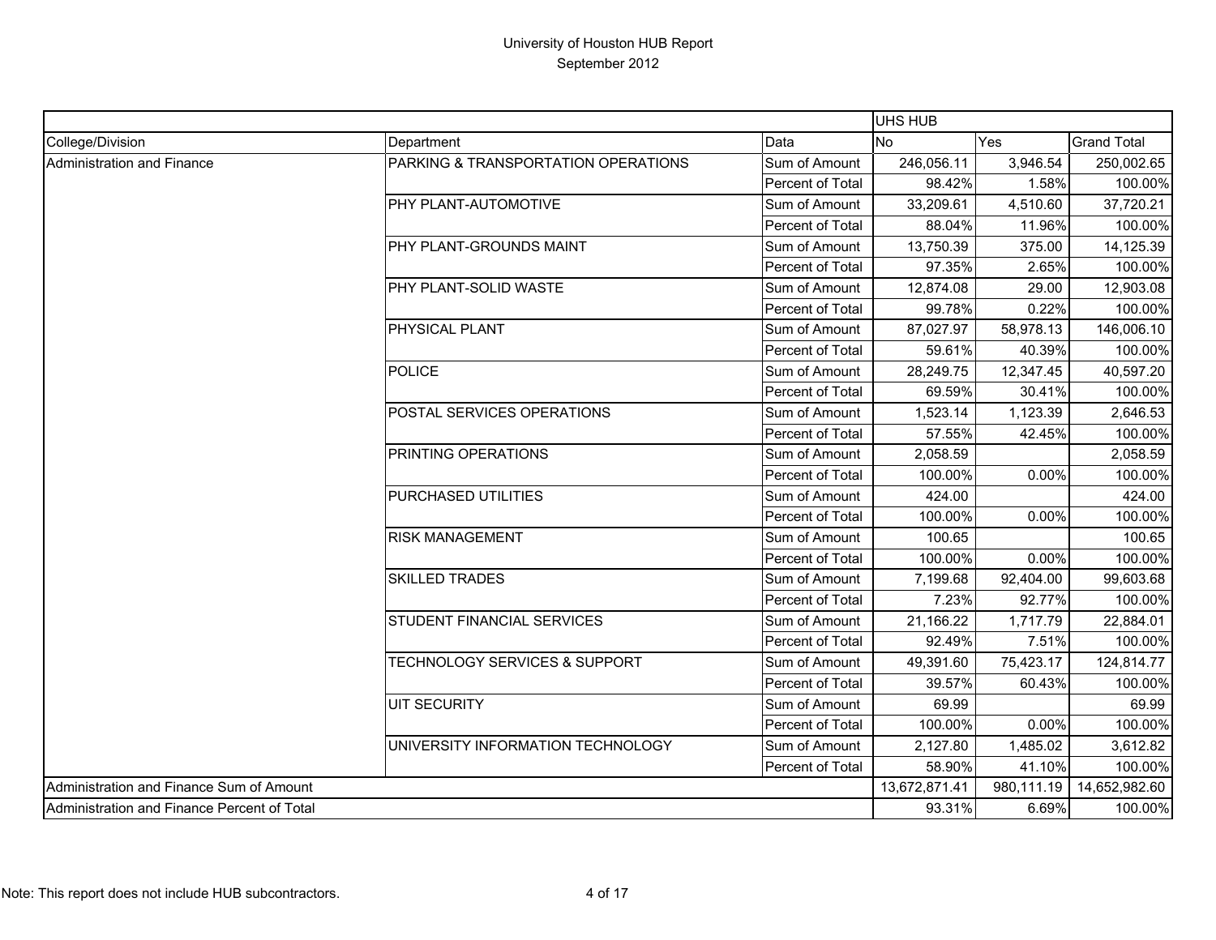# University of Houston HUB Report
## September 2012

| | | | UHS HUB | | |
|---|---|---|---|---|---|
| College/Division | Department | Data | No | Yes | Grand Total |
| Administration and Finance | PARKING & TRANSPORTATION OPERATIONS | Sum of Amount | 246,056.11 | 3,946.54 | 250,002.65 |
| | | Percent of Total | 98.42% | 1.58% | 100.00% |
| | PHY PLANT-AUTOMOTIVE | Sum of Amount | 33,209.61 | 4,510.60 | 37,720.21 |
| | | Percent of Total | 88.04% | 11.96% | 100.00% |
| | PHY PLANT-GROUNDS MAINT | Sum of Amount | 13,750.39 | 375.00 | 14,125.39 |
| | | Percent of Total | 97.35% | 2.65% | 100.00% |
| | PHY PLANT-SOLID WASTE | Sum of Amount | 12,874.08 | 29.00 | 12,903.08 |
| | | Percent of Total | 99.78% | 0.22% | 100.00% |
| | PHYSICAL PLANT | Sum of Amount | 87,027.97 | 58,978.13 | 146,006.10 |
| | | Percent of Total | 59.61% | 40.39% | 100.00% |
| | POLICE | Sum of Amount | 28,249.75 | 12,347.45 | 40,597.20 |
| | | Percent of Total | 69.59% | 30.41% | 100.00% |
| | POSTAL SERVICES OPERATIONS | Sum of Amount | 1,523.14 | 1,123.39 | 2,646.53 |
| | | Percent of Total | 57.55% | 42.45% | 100.00% |
| | PRINTING OPERATIONS | Sum of Amount | 2,058.59 | | 2,058.59 |
| | | Percent of Total | 100.00% | 0.00% | 100.00% |
| | PURCHASED UTILITIES | Sum of Amount | 424.00 | | 424.00 |
| | | Percent of Total | 100.00% | 0.00% | 100.00% |
| | RISK MANAGEMENT | Sum of Amount | 100.65 | | 100.65 |
| | | Percent of Total | 100.00% | 0.00% | 100.00% |
| | SKILLED TRADES | Sum of Amount | 7,199.68 | 92,404.00 | 99,603.68 |
| | | Percent of Total | 7.23% | 92.77% | 100.00% |
| | STUDENT FINANCIAL SERVICES | Sum of Amount | 21,166.22 | 1,717.79 | 22,884.01 |
| | | Percent of Total | 92.49% | 7.51% | 100.00% |
| | TECHNOLOGY SERVICES & SUPPORT | Sum of Amount | 49,391.60 | 75,423.17 | 124,814.77 |
| | | Percent of Total | 39.57% | 60.43% | 100.00% |
| | UIT SECURITY | Sum of Amount | 69.99 | | 69.99 |
| | | Percent of Total | 100.00% | 0.00% | 100.00% |
| | UNIVERSITY INFORMATION TECHNOLOGY | Sum of Amount | 2,127.80 | 1,485.02 | 3,612.82 |
| | | Percent of Total | 58.90% | 41.10% | 100.00% |
| Administration and Finance Sum of Amount | | | 13,672,871.41 | 980,111.19 | 14,652,982.60 |
| Administration and Finance Percent of Total | | | 93.31% | 6.69% | 100.00% |

Note: This report does not include HUB subcontractors.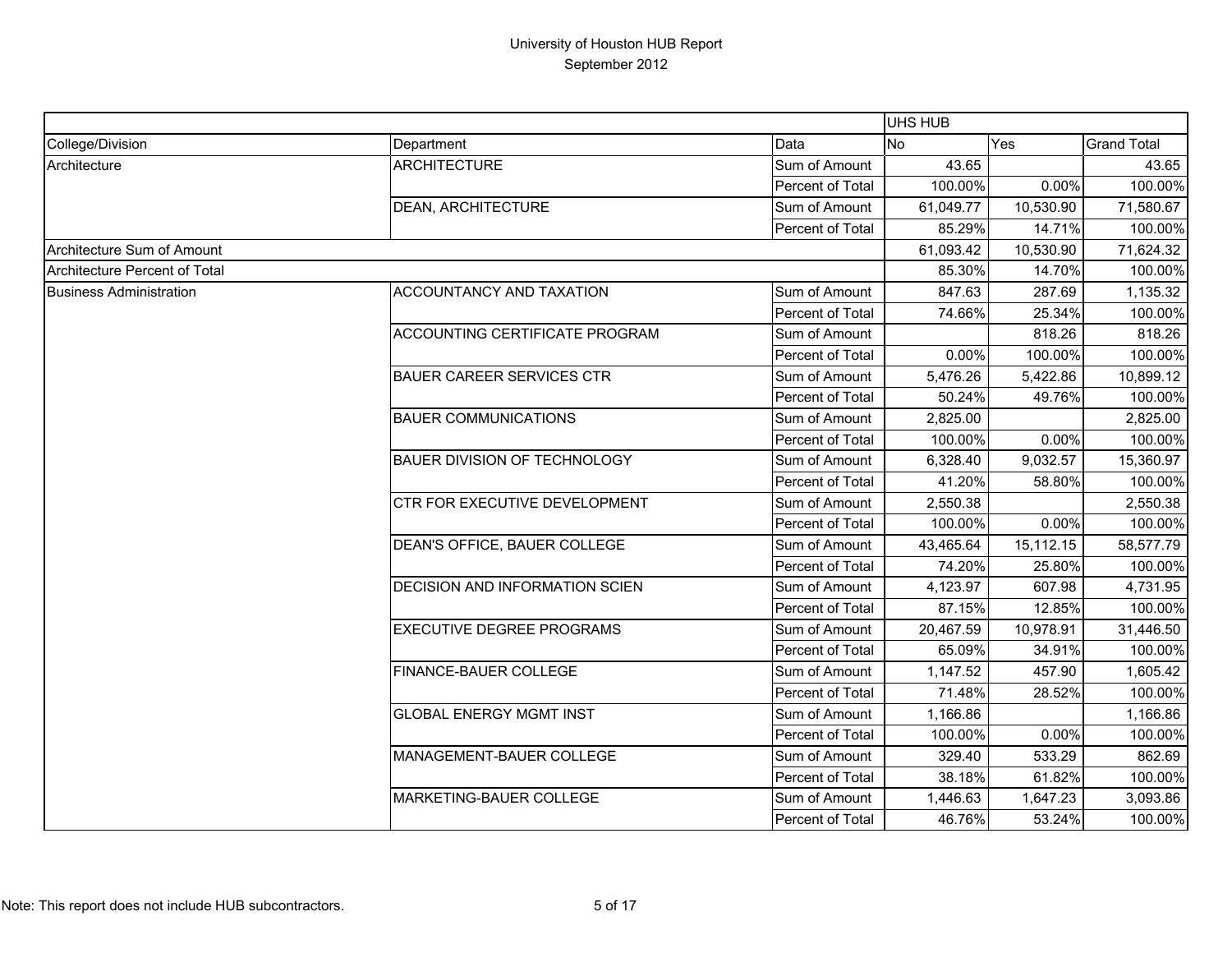University of Houston HUB Report
September 2012

| | | | UHS HUB | | |
|---|---|---|---|---|---|
| College/Division | Department | Data | No | Yes | Grand Total |
| Architecture | ARCHITECTURE | Sum of Amount | 43.65 | | 43.65 |
| | | Percent of Total | 100.00% | 0.00% | 100.00% |
| | DEAN, ARCHITECTURE | Sum of Amount | 61,049.77 | 10,530.90 | 71,580.67 |
| | | Percent of Total | 85.29% | 14.71% | 100.00% |
| Architecture Sum of Amount | | | 61,093.42 | 10,530.90 | 71,624.32 |
| Architecture Percent of Total | | | 85.30% | 14.70% | 100.00% |
| Business Administration | ACCOUNTANCY AND TAXATION | Sum of Amount | 847.63 | 287.69 | 1,135.32 |
| | | Percent of Total | 74.66% | 25.34% | 100.00% |
| | ACCOUNTING CERTIFICATE PROGRAM | Sum of Amount | | 818.26 | 818.26 |
| | | Percent of Total | 0.00% | 100.00% | 100.00% |
| | BAUER CAREER SERVICES CTR | Sum of Amount | 5,476.26 | 5,422.86 | 10,899.12 |
| | | Percent of Total | 50.24% | 49.76% | 100.00% |
| | BAUER COMMUNICATIONS | Sum of Amount | 2,825.00 | | 2,825.00 |
| | | Percent of Total | 100.00% | 0.00% | 100.00% |
| | BAUER DIVISION OF TECHNOLOGY | Sum of Amount | 6,328.40 | 9,032.57 | 15,360.97 |
| | | Percent of Total | 41.20% | 58.80% | 100.00% |
| | CTR FOR EXECUTIVE DEVELOPMENT | Sum of Amount | 2,550.38 | | 2,550.38 |
| | | Percent of Total | 100.00% | 0.00% | 100.00% |
| | DEAN'S OFFICE, BAUER COLLEGE | Sum of Amount | 43,465.64 | 15,112.15 | 58,577.79 |
| | | Percent of Total | 74.20% | 25.80% | 100.00% |
| | DECISION AND INFORMATION SCIEN | Sum of Amount | 4,123.97 | 607.98 | 4,731.95 |
| | | Percent of Total | 87.15% | 12.85% | 100.00% |
| | EXECUTIVE DEGREE PROGRAMS | Sum of Amount | 20,467.59 | 10,978.91 | 31,446.50 |
| | | Percent of Total | 65.09% | 34.91% | 100.00% |
| | FINANCE-BAUER COLLEGE | Sum of Amount | 1,147.52 | 457.90 | 1,605.42 |
| | | Percent of Total | 71.48% | 28.52% | 100.00% |
| | GLOBAL ENERGY MGMT INST | Sum of Amount | 1,166.86 | | 1,166.86 |
| | | Percent of Total | 100.00% | 0.00% | 100.00% |
| | MANAGEMENT-BAUER COLLEGE | Sum of Amount | 329.40 | 533.29 | 862.69 |
| | | Percent of Total | 38.18% | 61.82% | 100.00% |
| | MARKETING-BAUER COLLEGE | Sum of Amount | 1,446.63 | 1,647.23 | 3,093.86 |
| | | Percent of Total | 46.76% | 53.24% | 100.00% |

Note: This report does not include HUB subcontractors.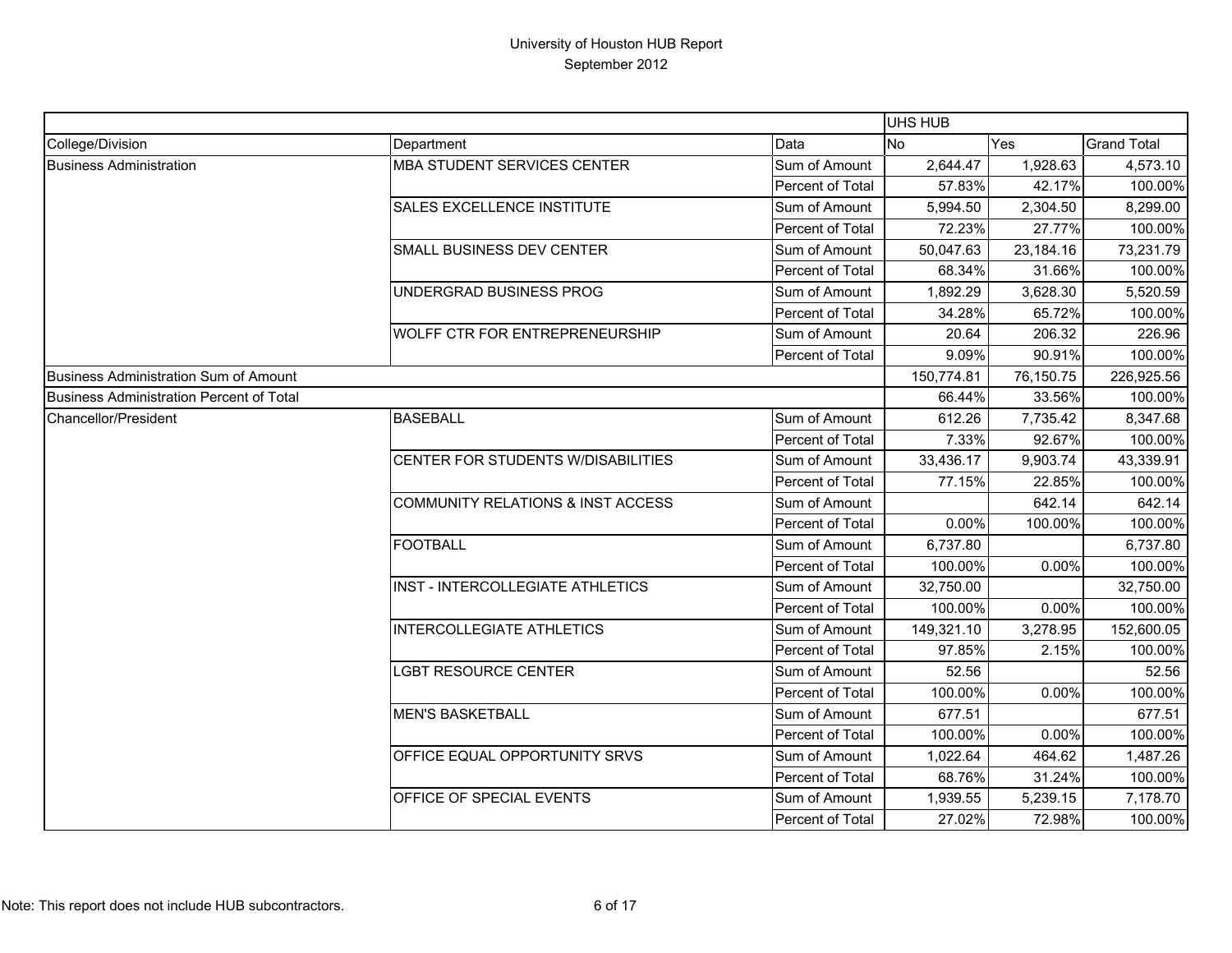# University of Houston HUB Report
## September 2012

| | | | UHS HUB | | |
|---|---|---|---|---|---|
| College/Division | Department | Data | No | Yes | Grand Total |
| Business Administration | MBA STUDENT SERVICES CENTER | Sum of Amount | 2,644.47 | 1,928.63 | 4,573.10 |
| | | Percent of Total | 57.83% | 42.17% | 100.00% |
| | SALES EXCELLENCE INSTITUTE | Sum of Amount | 5,994.50 | 2,304.50 | 8,299.00 |
| | | Percent of Total | 72.23% | 27.77% | 100.00% |
| | SMALL BUSINESS DEV CENTER | Sum of Amount | 50,047.63 | 23,184.16 | 73,231.79 |
| | | Percent of Total | 68.34% | 31.66% | 100.00% |
| | UNDERGRAD BUSINESS PROG | Sum of Amount | 1,892.29 | 3,628.30 | 5,520.59 |
| | | Percent of Total | 34.28% | 65.72% | 100.00% |
| | WOLFF CTR FOR ENTREPRENEURSHIP | Sum of Amount | 20.64 | 206.32 | 226.96 |
| | | Percent of Total | 9.09% | 90.91% | 100.00% |
| Business Administration Sum of Amount | | | 150,774.81 | 76,150.75 | 226,925.56 |
| Business Administration Percent of Total | | | 66.44% | 33.56% | 100.00% |
| Chancellor/President | BASEBALL | Sum of Amount | 612.26 | 7,735.42 | 8,347.68 |
| | | Percent of Total | 7.33% | 92.67% | 100.00% |
| | CENTER FOR STUDENTS W/DISABILITIES | Sum of Amount | 33,436.17 | 9,903.74 | 43,339.91 |
| | | Percent of Total | 77.15% | 22.85% | 100.00% |
| | COMMUNITY RELATIONS & INST ACCESS | Sum of Amount | | 642.14 | 642.14 |
| | | Percent of Total | 0.00% | 100.00% | 100.00% |
| | FOOTBALL | Sum of Amount | 6,737.80 | | 6,737.80 |
| | | Percent of Total | 100.00% | 0.00% | 100.00% |
| | INST - INTERCOLLEGIATE ATHLETICS | Sum of Amount | 32,750.00 | | 32,750.00 |
| | | Percent of Total | 100.00% | 0.00% | 100.00% |
| | INTERCOLLEGIATE ATHLETICS | Sum of Amount | 149,321.10 | 3,278.95 | 152,600.05 |
| | | Percent of Total | 97.85% | 2.15% | 100.00% |
| | LGBT RESOURCE CENTER | Sum of Amount | 52.56 | | 52.56 |
| | | Percent of Total | 100.00% | 0.00% | 100.00% |
| | MEN'S BASKETBALL | Sum of Amount | 677.51 | | 677.51 |
| | | Percent of Total | 100.00% | 0.00% | 100.00% |
| | OFFICE EQUAL OPPORTUNITY SRVS | Sum of Amount | 1,022.64 | 464.62 | 1,487.26 |
| | | Percent of Total | 68.76% | 31.24% | 100.00% |
| | OFFICE OF SPECIAL EVENTS | Sum of Amount | 1,939.55 | 5,239.15 | 7,178.70 |
| | | Percent of Total | 27.02% | 72.98% | 100.00% |

Note: This report does not include HUB subcontractors.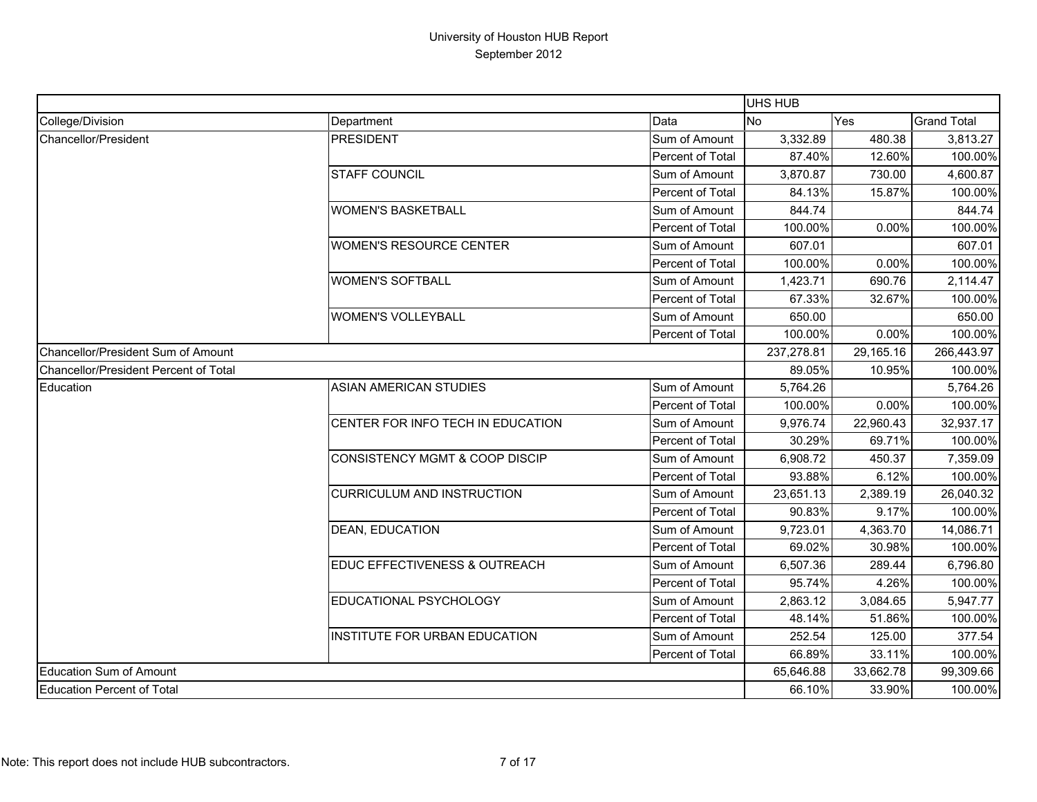# University of Houston HUB Report

## September 2012

| | | | UHS HUB | | |
|---|---|---|---|---|---|
| College/Division | Department | Data | No | Yes | Grand Total |
| Chancellor/President | PRESIDENT | Sum of Amount | 3,332.89 | 480.38 | 3,813.27 |
| | | Percent of Total | 87.40% | 12.60% | 100.00% |
| | STAFF COUNCIL | Sum of Amount | 3,870.87 | 730.00 | 4,600.87 |
| | | Percent of Total | 84.13% | 15.87% | 100.00% |
| | WOMEN'S BASKETBALL | Sum of Amount | 844.74 | | 844.74 |
| | | Percent of Total | 100.00% | 0.00% | 100.00% |
| | WOMEN'S RESOURCE CENTER | Sum of Amount | 607.01 | | 607.01 |
| | | Percent of Total | 100.00% | 0.00% | 100.00% |
| | WOMEN'S SOFTBALL | Sum of Amount | 1,423.71 | 690.76 | 2,114.47 |
| | | Percent of Total | 67.33% | 32.67% | 100.00% |
| | WOMEN'S VOLLEYBALL | Sum of Amount | 650.00 | | 650.00 |
| | | Percent of Total | 100.00% | 0.00% | 100.00% |
| Chancellor/President Sum of Amount | | | 237,278.81 | 29,165.16 | 266,443.97 |
| Chancellor/President Percent of Total | | | 89.05% | 10.95% | 100.00% |
| Education | ASIAN AMERICAN STUDIES | Sum of Amount | 5,764.26 | | 5,764.26 |
| | | Percent of Total | 100.00% | 0.00% | 100.00% |
| | CENTER FOR INFO TECH IN EDUCATION | Sum of Amount | 9,976.74 | 22,960.43 | 32,937.17 |
| | | Percent of Total | 30.29% | 69.71% | 100.00% |
| | CONSISTENCY MGMT & COOP DISCIP | Sum of Amount | 6,908.72 | 450.37 | 7,359.09 |
| | | Percent of Total | 93.88% | 6.12% | 100.00% |
| | CURRICULUM AND INSTRUCTION | Sum of Amount | 23,651.13 | 2,389.19 | 26,040.32 |
| | | Percent of Total | 90.83% | 9.17% | 100.00% |
| | DEAN, EDUCATION | Sum of Amount | 9,723.01 | 4,363.70 | 14,086.71 |
| | | Percent of Total | 69.02% | 30.98% | 100.00% |
| | EDUC EFFECTIVENESS & OUTREACH | Sum of Amount | 6,507.36 | 289.44 | 6,796.80 |
| | | Percent of Total | 95.74% | 4.26% | 100.00% |
| | EDUCATIONAL PSYCHOLOGY | Sum of Amount | 2,863.12 | 3,084.65 | 5,947.77 |
| | | Percent of Total | 48.14% | 51.86% | 100.00% |
| | INSTITUTE FOR URBAN EDUCATION | Sum of Amount | 252.54 | 125.00 | 377.54 |
| | | Percent of Total | 66.89% | 33.11% | 100.00% |
| Education Sum of Amount | | | 65,646.88 | 33,662.78 | 99,309.66 |
| Education Percent of Total | | | 66.10% | 33.90% | 100.00% |

Note: This report does not include HUB subcontractors.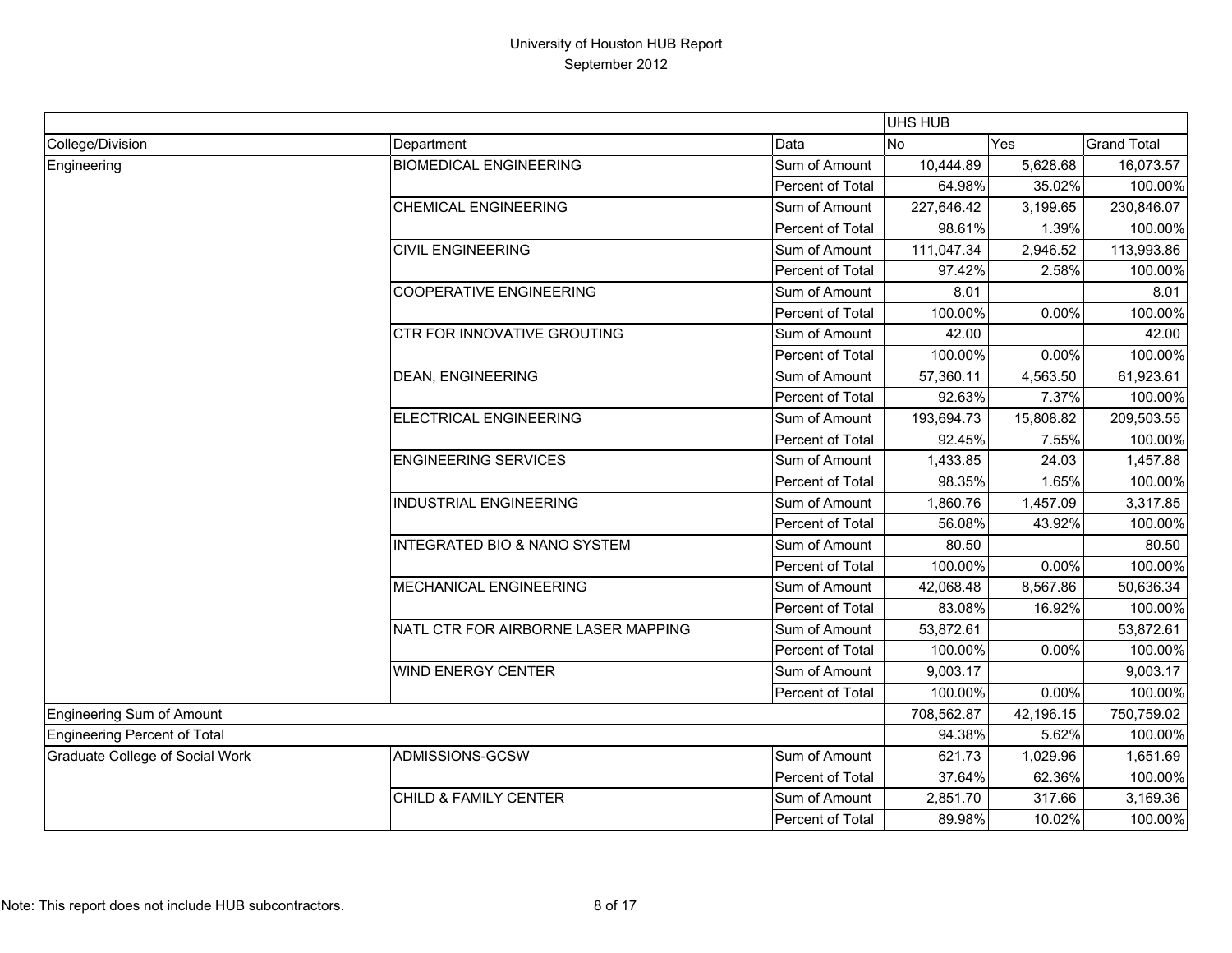# University of Houston HUB Report
## September 2012

| | | | UHS HUB | | |
|---|---|---|---|---|---|
| College/Division | Department | Data | No | Yes | Grand Total |
| Engineering | BIOMEDICAL ENGINEERING | Sum of Amount | 10,444.89 | 5,628.68 | 16,073.57 |
| | | Percent of Total | 64.98% | 35.02% | 100.00% |
| | CHEMICAL ENGINEERING | Sum of Amount | 227,646.42 | 3,199.65 | 230,846.07 |
| | | Percent of Total | 98.61% | 1.39% | 100.00% |
| | CIVIL ENGINEERING | Sum of Amount | 111,047.34 | 2,946.52 | 113,993.86 |
| | | Percent of Total | 97.42% | 2.58% | 100.00% |
| | COOPERATIVE ENGINEERING | Sum of Amount | 8.01 | | 8.01 |
| | | Percent of Total | 100.00% | 0.00% | 100.00% |
| | CTR FOR INNOVATIVE GROUTING | Sum of Amount | 42.00 | | 42.00 |
| | | Percent of Total | 100.00% | 0.00% | 100.00% |
| | DEAN, ENGINEERING | Sum of Amount | 57,360.11 | 4,563.50 | 61,923.61 |
| | | Percent of Total | 92.63% | 7.37% | 100.00% |
| | ELECTRICAL ENGINEERING | Sum of Amount | 193,694.73 | 15,808.82 | 209,503.55 |
| | | Percent of Total | 92.45% | 7.55% | 100.00% |
| | ENGINEERING SERVICES | Sum of Amount | 1,433.85 | 24.03 | 1,457.88 |
| | | Percent of Total | 98.35% | 1.65% | 100.00% |
| | INDUSTRIAL ENGINEERING | Sum of Amount | 1,860.76 | 1,457.09 | 3,317.85 |
| | | Percent of Total | 56.08% | 43.92% | 100.00% |
| | INTEGRATED BIO & NANO SYSTEM | Sum of Amount | 80.50 | | 80.50 |
| | | Percent of Total | 100.00% | 0.00% | 100.00% |
| | MECHANICAL ENGINEERING | Sum of Amount | 42,068.48 | 8,567.86 | 50,636.34 |
| | | Percent of Total | 83.08% | 16.92% | 100.00% |
| | NATL CTR FOR AIRBORNE LASER MAPPING | Sum of Amount | 53,872.61 | | 53,872.61 |
| | | Percent of Total | 100.00% | 0.00% | 100.00% |
| | WIND ENERGY CENTER | Sum of Amount | 9,003.17 | | 9,003.17 |
| | | Percent of Total | 100.00% | 0.00% | 100.00% |
| Engineering Sum of Amount | | | 708,562.87 | 42,196.15 | 750,759.02 |
| Engineering Percent of Total | | | 94.38% | 5.62% | 100.00% |
| Graduate College of Social Work | ADMISSIONS-GCSW | Sum of Amount | 621.73 | 1,029.96 | 1,651.69 |
| | | Percent of Total | 37.64% | 62.36% | 100.00% |
| | CHILD & FAMILY CENTER | Sum of Amount | 2,851.70 | 317.66 | 3,169.36 |
| | | Percent of Total | 89.98% | 10.02% | 100.00% |

Note: This report does not include HUB subcontractors.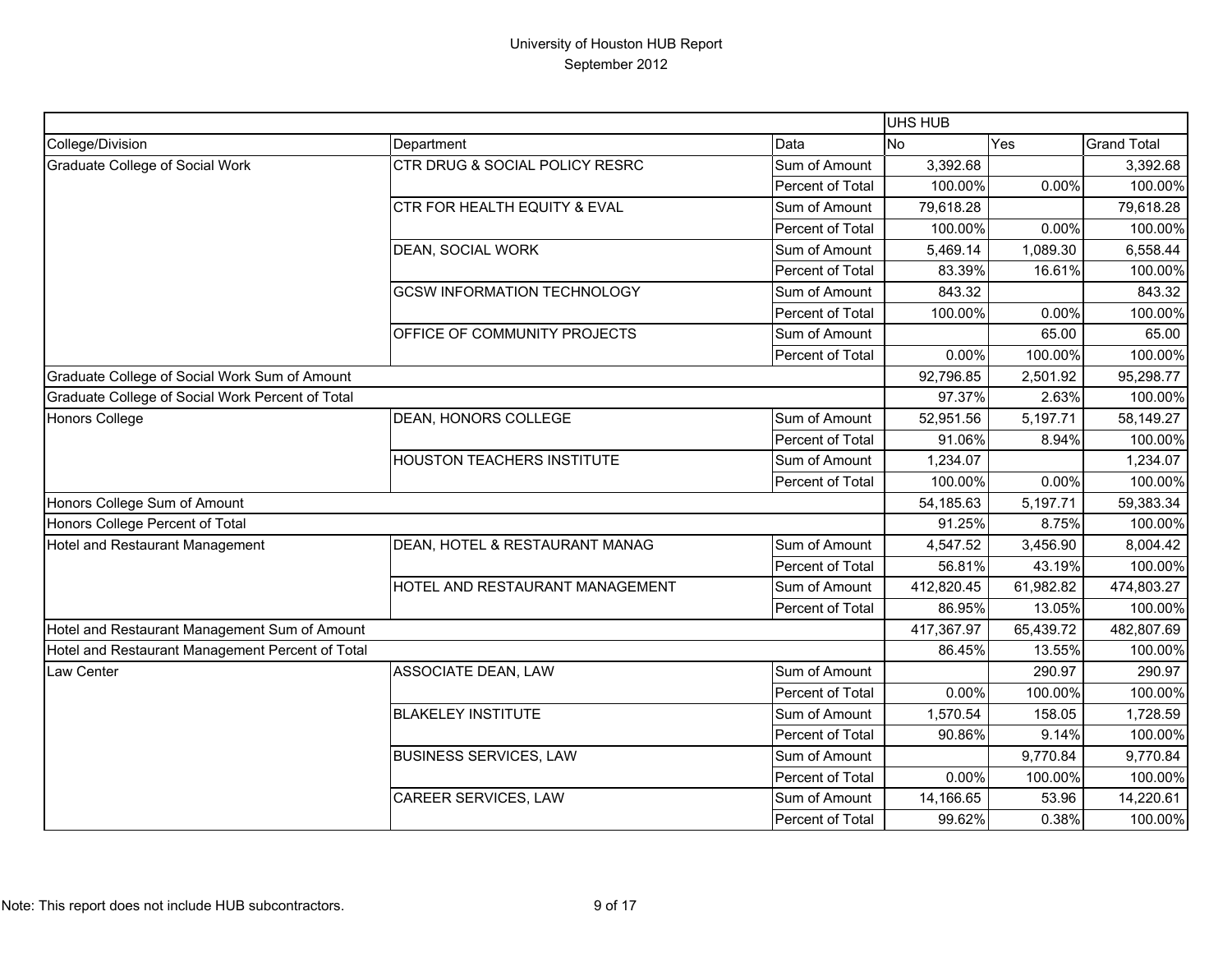# University of Houston HUB Report
## September 2012

| | | | UHS HUB | | |
|---|---|---|---|---|---|
| College/Division | Department | Data | No | Yes | Grand Total |
| Graduate College of Social Work | CTR DRUG & SOCIAL POLICY RESRC | Sum of Amount | 3,392.68 | | 3,392.68 |
| | | Percent of Total | 100.00% | 0.00% | 100.00% |
| | CTR FOR HEALTH EQUITY & EVAL | Sum of Amount | 79,618.28 | | 79,618.28 |
| | | Percent of Total | 100.00% | 0.00% | 100.00% |
| | DEAN, SOCIAL WORK | Sum of Amount | 5,469.14 | 1,089.30 | 6,558.44 |
| | | Percent of Total | 83.39% | 16.61% | 100.00% |
| | GCSW INFORMATION TECHNOLOGY | Sum of Amount | 843.32 | | 843.32 |
| | | Percent of Total | 100.00% | 0.00% | 100.00% |
| | OFFICE OF COMMUNITY PROJECTS | Sum of Amount | | 65.00 | 65.00 |
| | | Percent of Total | 0.00% | 100.00% | 100.00% |
| Graduate College of Social Work Sum of Amount | | | 92,796.85 | 2,501.92 | 95,298.77 |
| Graduate College of Social Work Percent of Total | | | 97.37% | 2.63% | 100.00% |
| Honors College | DEAN, HONORS COLLEGE | Sum of Amount | 52,951.56 | 5,197.71 | 58,149.27 |
| | | Percent of Total | 91.06% | 8.94% | 100.00% |
| | HOUSTON TEACHERS INSTITUTE | Sum of Amount | 1,234.07 | | 1,234.07 |
| | | Percent of Total | 100.00% | 0.00% | 100.00% |
| Honors College Sum of Amount | | | 54,185.63 | 5,197.71 | 59,383.34 |
| Honors College Percent of Total | | | 91.25% | 8.75% | 100.00% |
| Hotel and Restaurant Management | DEAN, HOTEL & RESTAURANT MANAG | Sum of Amount | 4,547.52 | 3,456.90 | 8,004.42 |
| | | Percent of Total | 56.81% | 43.19% | 100.00% |
| | HOTEL AND RESTAURANT MANAGEMENT | Sum of Amount | 412,820.45 | 61,982.82 | 474,803.27 |
| | | Percent of Total | 86.95% | 13.05% | 100.00% |
| Hotel and Restaurant Management Sum of Amount | | | 417,367.97 | 65,439.72 | 482,807.69 |
| Hotel and Restaurant Management Percent of Total | | | 86.45% | 13.55% | 100.00% |
| Law Center | ASSOCIATE DEAN, LAW | Sum of Amount | | 290.97 | 290.97 |
| | | Percent of Total | 0.00% | 100.00% | 100.00% |
| | BLAKELEY INSTITUTE | Sum of Amount | 1,570.54 | 158.05 | 1,728.59 |
| | | Percent of Total | 90.86% | 9.14% | 100.00% |
| | BUSINESS SERVICES, LAW | Sum of Amount | | 9,770.84 | 9,770.84 |
| | | Percent of Total | 0.00% | 100.00% | 100.00% |
| | CAREER SERVICES, LAW | Sum of Amount | 14,166.65 | 53.96 | 14,220.61 |
| | | Percent of Total | 99.62% | 0.38% | 100.00% |

Note: This report does not include HUB subcontractors.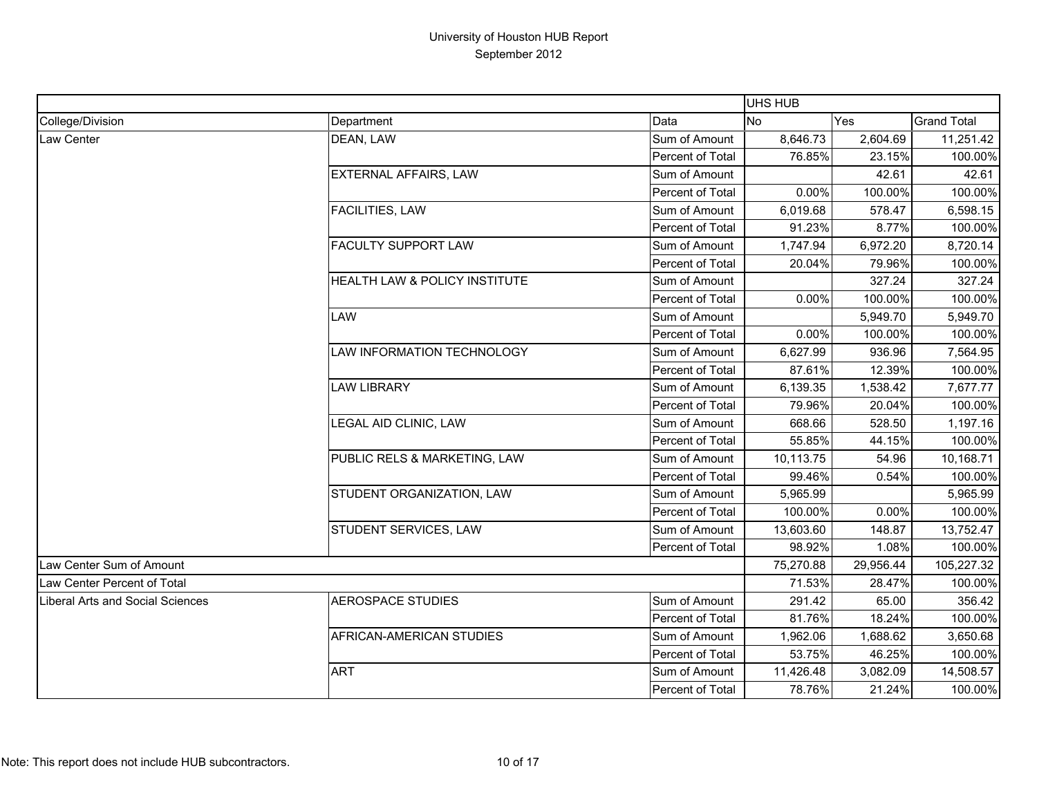# University of Houston HUB Report
## September 2012

| | | | UHS HUB | | |
|---|---|---|---|---|---|
| College/Division | Department | Data | No | Yes | Grand Total |
| Law Center | DEAN, LAW | Sum of Amount | 8,646.73 | 2,604.69 | 11,251.42 |
| | | Percent of Total | 76.85% | 23.15% | 100.00% |
| | EXTERNAL AFFAIRS, LAW | Sum of Amount | | 42.61 | 42.61 |
| | | Percent of Total | 0.00% | 100.00% | 100.00% |
| | FACILITIES, LAW | Sum of Amount | 6,019.68 | 578.47 | 6,598.15 |
| | | Percent of Total | 91.23% | 8.77% | 100.00% |
| | FACULTY SUPPORT LAW | Sum of Amount | 1,747.94 | 6,972.20 | 8,720.14 |
| | | Percent of Total | 20.04% | 79.96% | 100.00% |
| | HEALTH LAW & POLICY INSTITUTE | Sum of Amount | | 327.24 | 327.24 |
| | | Percent of Total | 0.00% | 100.00% | 100.00% |
| | LAW | Sum of Amount | | 5,949.70 | 5,949.70 |
| | | Percent of Total | 0.00% | 100.00% | 100.00% |
| | LAW INFORMATION TECHNOLOGY | Sum of Amount | 6,627.99 | 936.96 | 7,564.95 |
| | | Percent of Total | 87.61% | 12.39% | 100.00% |
| | LAW LIBRARY | Sum of Amount | 6,139.35 | 1,538.42 | 7,677.77 |
| | | Percent of Total | 79.96% | 20.04% | 100.00% |
| | LEGAL AID CLINIC, LAW | Sum of Amount | 668.66 | 528.50 | 1,197.16 |
| | | Percent of Total | 55.85% | 44.15% | 100.00% |
| | PUBLIC RELS & MARKETING, LAW | Sum of Amount | 10,113.75 | 54.96 | 10,168.71 |
| | | Percent of Total | 99.46% | 0.54% | 100.00% |
| | STUDENT ORGANIZATION, LAW | Sum of Amount | 5,965.99 | | 5,965.99 |
| | | Percent of Total | 100.00% | 0.00% | 100.00% |
| | STUDENT SERVICES, LAW | Sum of Amount | 13,603.60 | 148.87 | 13,752.47 |
| | | Percent of Total | 98.92% | 1.08% | 100.00% |
| Law Center Sum of Amount | | | 75,270.88 | 29,956.44 | 105,227.32 |
| Law Center Percent of Total | | | 71.53% | 28.47% | 100.00% |
| Liberal Arts and Social Sciences | AEROSPACE STUDIES | Sum of Amount | 291.42 | 65.00 | 356.42 |
| | | Percent of Total | 81.76% | 18.24% | 100.00% |
| | AFRICAN-AMERICAN STUDIES | Sum of Amount | 1,962.06 | 1,688.62 | 3,650.68 |
| | | Percent of Total | 53.75% | 46.25% | 100.00% |
| | ART | Sum of Amount | 11,426.48 | 3,082.09 | 14,508.57 |
| | | Percent of Total | 78.76% | 21.24% | 100.00% |

Note: This report does not include HUB subcontractors.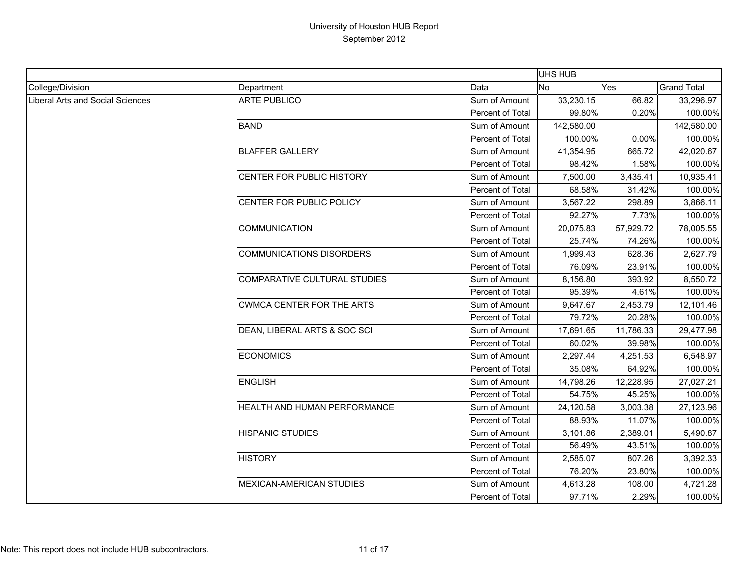# University of Houston HUB Report

September 2012

| | | | UHS HUB | | |
|---|---|---|---|---|---|
| College/Division | Department | Data | No | Yes | Grand Total |
| Liberal Arts and Social Sciences | ARTE PUBLICO | Sum of Amount | 33,230.15 | 66.82 | 33,296.97 |
| | | Percent of Total | 99.80% | 0.20% | 100.00% |
| | BAND | Sum of Amount | 142,580.00 | | 142,580.00 |
| | | Percent of Total | 100.00% | 0.00% | 100.00% |
| | BLAFFER GALLERY | Sum of Amount | 41,354.95 | 665.72 | 42,020.67 |
| | | Percent of Total | 98.42% | 1.58% | 100.00% |
| | CENTER FOR PUBLIC HISTORY | Sum of Amount | 7,500.00 | 3,435.41 | 10,935.41 |
| | | Percent of Total | 68.58% | 31.42% | 100.00% |
| | CENTER FOR PUBLIC POLICY | Sum of Amount | 3,567.22 | 298.89 | 3,866.11 |
| | | Percent of Total | 92.27% | 7.73% | 100.00% |
| | COMMUNICATION | Sum of Amount | 20,075.83 | 57,929.72 | 78,005.55 |
| | | Percent of Total | 25.74% | 74.26% | 100.00% |
| | COMMUNICATIONS DISORDERS | Sum of Amount | 1,999.43 | 628.36 | 2,627.79 |
| | | Percent of Total | 76.09% | 23.91% | 100.00% |
| | COMPARATIVE CULTURAL STUDIES | Sum of Amount | 8,156.80 | 393.92 | 8,550.72 |
| | | Percent of Total | 95.39% | 4.61% | 100.00% |
| | CWMCA CENTER FOR THE ARTS | Sum of Amount | 9,647.67 | 2,453.79 | 12,101.46 |
| | | Percent of Total | 79.72% | 20.28% | 100.00% |
| | DEAN, LIBERAL ARTS & SOC SCI | Sum of Amount | 17,691.65 | 11,786.33 | 29,477.98 |
| | | Percent of Total | 60.02% | 39.98% | 100.00% |
| | ECONOMICS | Sum of Amount | 2,297.44 | 4,251.53 | 6,548.97 |
| | | Percent of Total | 35.08% | 64.92% | 100.00% |
| | ENGLISH | Sum of Amount | 14,798.26 | 12,228.95 | 27,027.21 |
| | | Percent of Total | 54.75% | 45.25% | 100.00% |
| | HEALTH AND HUMAN PERFORMANCE | Sum of Amount | 24,120.58 | 3,003.38 | 27,123.96 |
| | | Percent of Total | 88.93% | 11.07% | 100.00% |
| | HISPANIC STUDIES | Sum of Amount | 3,101.86 | 2,389.01 | 5,490.87 |
| | | Percent of Total | 56.49% | 43.51% | 100.00% |
| | HISTORY | Sum of Amount | 2,585.07 | 807.26 | 3,392.33 |
| | | Percent of Total | 76.20% | 23.80% | 100.00% |
| | MEXICAN-AMERICAN STUDIES | Sum of Amount | 4,613.28 | 108.00 | 4,721.28 |
| | | Percent of Total | 97.71% | 2.29% | 100.00% |

Note: This report does not include HUB subcontractors.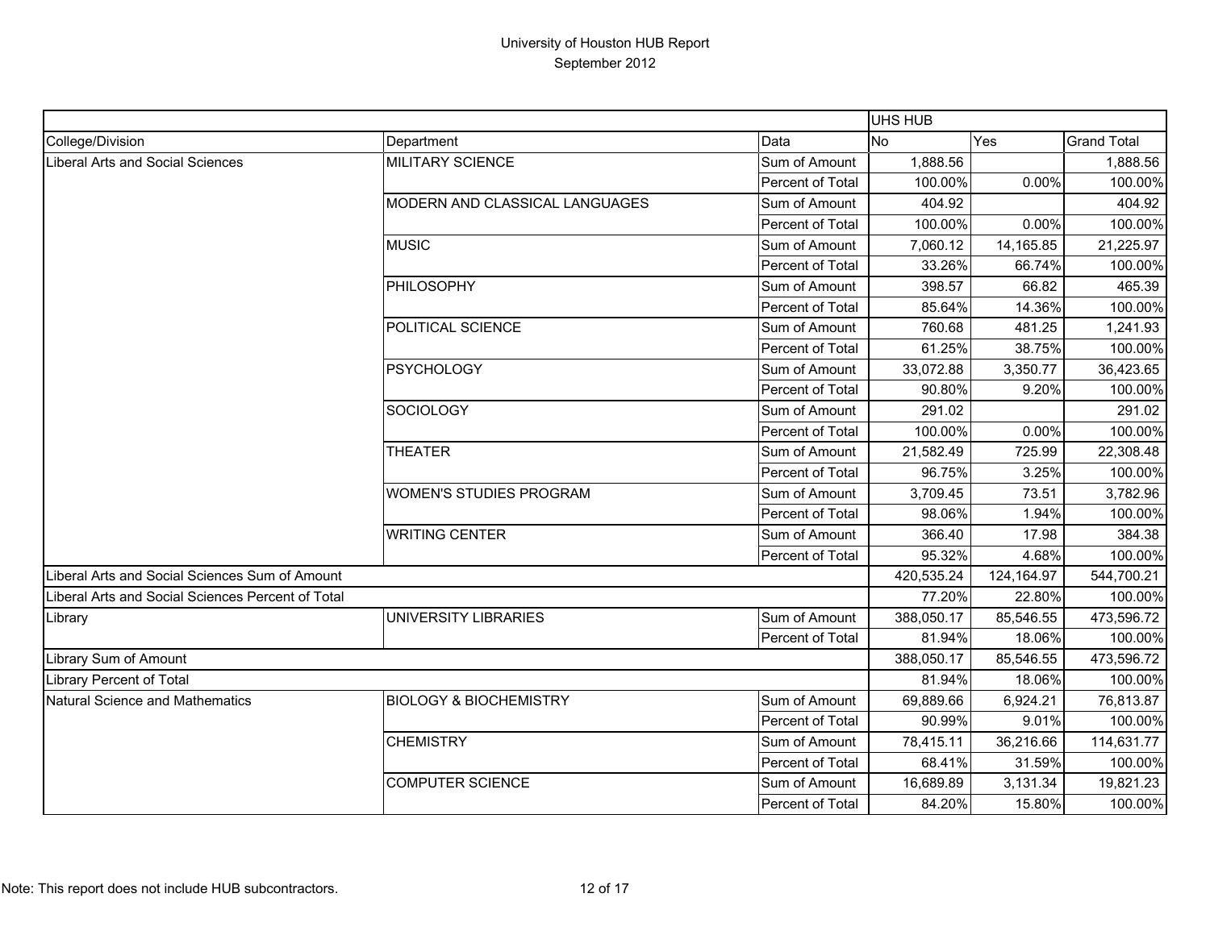# University of Houston HUB Report
## September 2012

| | | | UHS HUB | | |
|---|---|---|---|---|---|
| College/Division | Department | Data | No | Yes | Grand Total |
| Liberal Arts and Social Sciences | MILITARY SCIENCE | Sum of Amount | 1,888.56 | | 1,888.56 |
| | | Percent of Total | 100.00% | 0.00% | 100.00% |
| | MODERN AND CLASSICAL LANGUAGES | Sum of Amount | 404.92 | | 404.92 |
| | | Percent of Total | 100.00% | 0.00% | 100.00% |
| | MUSIC | Sum of Amount | 7,060.12 | 14,165.85 | 21,225.97 |
| | | Percent of Total | 33.26% | 66.74% | 100.00% |
| | PHILOSOPHY | Sum of Amount | 398.57 | 66.82 | 465.39 |
| | | Percent of Total | 85.64% | 14.36% | 100.00% |
| | POLITICAL SCIENCE | Sum of Amount | 760.68 | 481.25 | 1,241.93 |
| | | Percent of Total | 61.25% | 38.75% | 100.00% |
| | PSYCHOLOGY | Sum of Amount | 33,072.88 | 3,350.77 | 36,423.65 |
| | | Percent of Total | 90.80% | 9.20% | 100.00% |
| | SOCIOLOGY | Sum of Amount | 291.02 | | 291.02 |
| | | Percent of Total | 100.00% | 0.00% | 100.00% |
| | THEATER | Sum of Amount | 21,582.49 | 725.99 | 22,308.48 |
| | | Percent of Total | 96.75% | 3.25% | 100.00% |
| | WOMEN'S STUDIES PROGRAM | Sum of Amount | 3,709.45 | 73.51 | 3,782.96 |
| | | Percent of Total | 98.06% | 1.94% | 100.00% |
| | WRITING CENTER | Sum of Amount | 366.40 | 17.98 | 384.38 |
| | | Percent of Total | 95.32% | 4.68% | 100.00% |
| Liberal Arts and Social Sciences Sum of Amount | | | 420,535.24 | 124,164.97 | 544,700.21 |
| Liberal Arts and Social Sciences Percent of Total | | | 77.20% | 22.80% | 100.00% |
| Library | UNIVERSITY LIBRARIES | Sum of Amount | 388,050.17 | 85,546.55 | 473,596.72 |
| | | Percent of Total | 81.94% | 18.06% | 100.00% |
| Library Sum of Amount | | | 388,050.17 | 85,546.55 | 473,596.72 |
| Library Percent of Total | | | 81.94% | 18.06% | 100.00% |
| Natural Science and Mathematics | BIOLOGY & BIOCHEMISTRY | Sum of Amount | 69,889.66 | 6,924.21 | 76,813.87 |
| | | Percent of Total | 90.99% | 9.01% | 100.00% |
| | CHEMISTRY | Sum of Amount | 78,415.11 | 36,216.66 | 114,631.77 |
| | | Percent of Total | 68.41% | 31.59% | 100.00% |
| | COMPUTER SCIENCE | Sum of Amount | 16,689.89 | 3,131.34 | 19,821.23 |
| | | Percent of Total | 84.20% | 15.80% | 100.00% |

Note: This report does not include HUB subcontractors.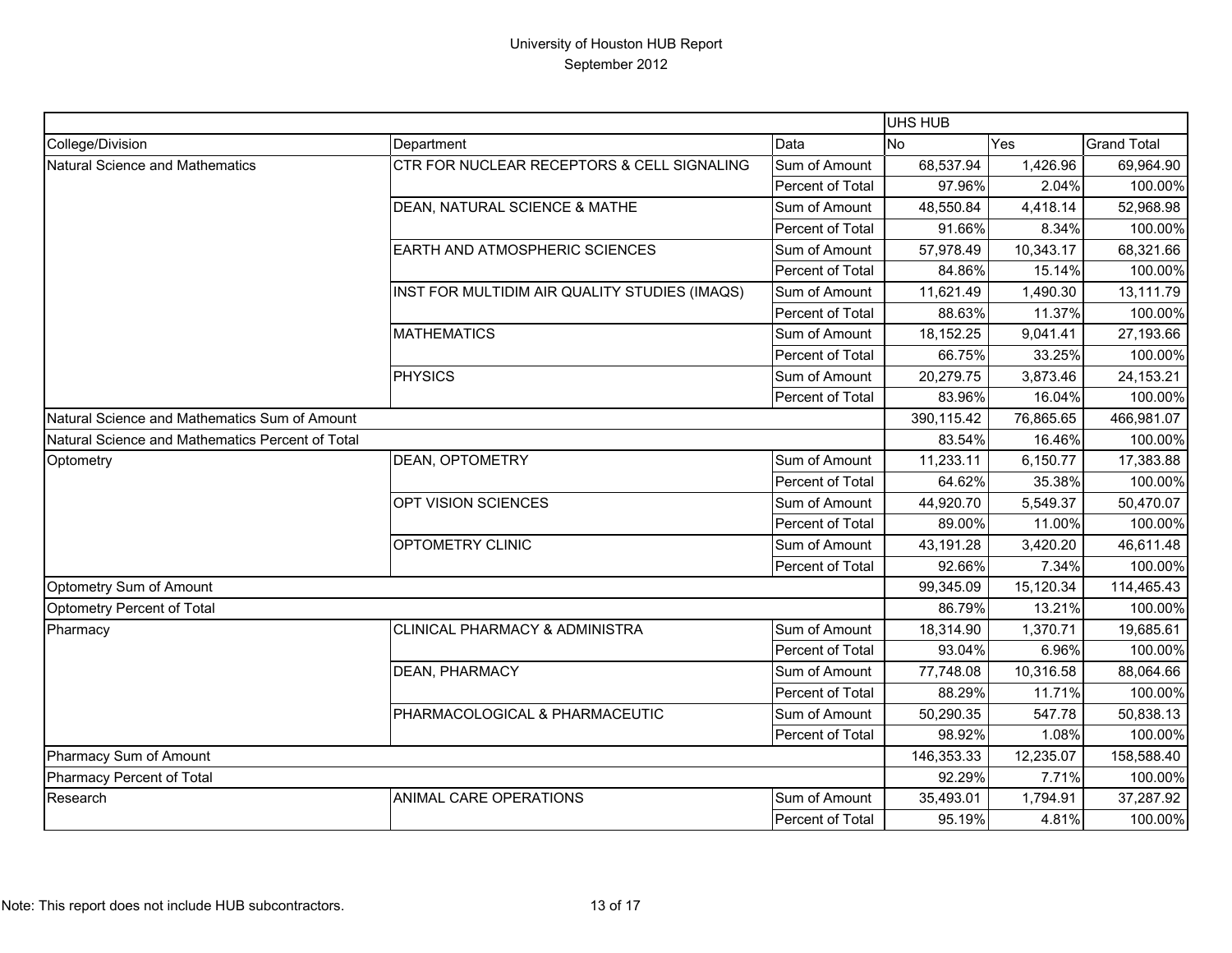# University of Houston HUB Report
## September 2012

| | | | UHS HUB | | |
|---|---|---|---|---|---|
| College/Division | Department | Data | No | Yes | Grand Total |
| Natural Science and Mathematics | CTR FOR NUCLEAR RECEPTORS & CELL SIGNALING | Sum of Amount | 68,537.94 | 1,426.96 | 69,964.90 |
| | | Percent of Total | 97.96% | 2.04% | 100.00% |
| | DEAN, NATURAL SCIENCE & MATHE | Sum of Amount | 48,550.84 | 4,418.14 | 52,968.98 |
| | | Percent of Total | 91.66% | 8.34% | 100.00% |
| | EARTH AND ATMOSPHERIC SCIENCES | Sum of Amount | 57,978.49 | 10,343.17 | 68,321.66 |
| | | Percent of Total | 84.86% | 15.14% | 100.00% |
| | INST FOR MULTIDIM AIR QUALITY STUDIES (IMAQS) | Sum of Amount | 11,621.49 | 1,490.30 | 13,111.79 |
| | | Percent of Total | 88.63% | 11.37% | 100.00% |
| | MATHEMATICS | Sum of Amount | 18,152.25 | 9,041.41 | 27,193.66 |
| | | Percent of Total | 66.75% | 33.25% | 100.00% |
| | PHYSICS | Sum of Amount | 20,279.75 | 3,873.46 | 24,153.21 |
| | | Percent of Total | 83.96% | 16.04% | 100.00% |
| Natural Science and Mathematics Sum of Amount | | | 390,115.42 | 76,865.65 | 466,981.07 |
| Natural Science and Mathematics Percent of Total | | | 83.54% | 16.46% | 100.00% |
| Optometry | DEAN, OPTOMETRY | Sum of Amount | 11,233.11 | 6,150.77 | 17,383.88 |
| | | Percent of Total | 64.62% | 35.38% | 100.00% |
| | OPT VISION SCIENCES | Sum of Amount | 44,920.70 | 5,549.37 | 50,470.07 |
| | | Percent of Total | 89.00% | 11.00% | 100.00% |
| | OPTOMETRY CLINIC | Sum of Amount | 43,191.28 | 3,420.20 | 46,611.48 |
| | | Percent of Total | 92.66% | 7.34% | 100.00% |
| Optometry Sum of Amount | | | 99,345.09 | 15,120.34 | 114,465.43 |
| Optometry Percent of Total | | | 86.79% | 13.21% | 100.00% |
| Pharmacy | CLINICAL PHARMACY & ADMINISTRA | Sum of Amount | 18,314.90 | 1,370.71 | 19,685.61 |
| | | Percent of Total | 93.04% | 6.96% | 100.00% |
| | DEAN, PHARMACY | Sum of Amount | 77,748.08 | 10,316.58 | 88,064.66 |
| | | Percent of Total | 88.29% | 11.71% | 100.00% |
| | PHARMACOLOGICAL & PHARMACEUTIC | Sum of Amount | 50,290.35 | 547.78 | 50,838.13 |
| | | Percent of Total | 98.92% | 1.08% | 100.00% |
| Pharmacy Sum of Amount | | | 146,353.33 | 12,235.07 | 158,588.40 |
| Pharmacy Percent of Total | | | 92.29% | 7.71% | 100.00% |
| Research | ANIMAL CARE OPERATIONS | Sum of Amount | 35,493.01 | 1,794.91 | 37,287.92 |
| | | Percent of Total | 95.19% | 4.81% | 100.00% |

Note: This report does not include HUB subcontractors.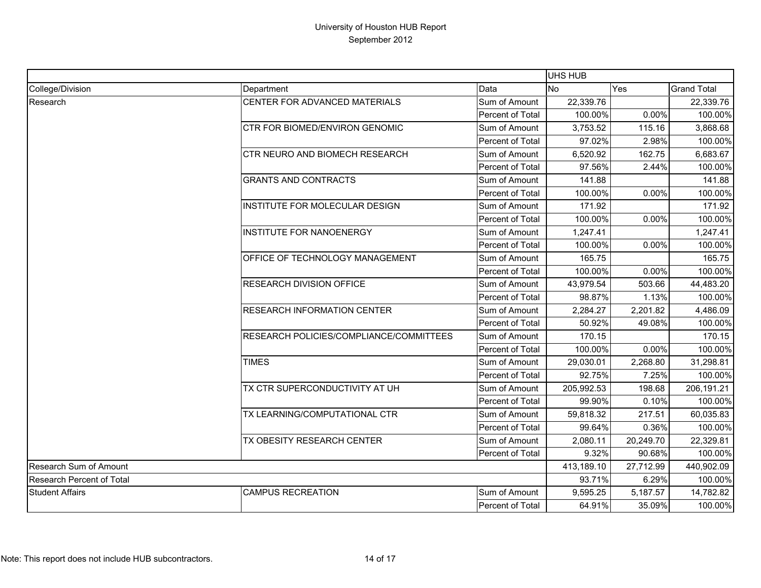# University of Houston HUB Report
## September 2012

| | | | UHS HUB | | |
|---|---|---|---|---|---|
| College/Division | Department | Data | No | Yes | Grand Total |
| Research | CENTER FOR ADVANCED MATERIALS | Sum of Amount | 22,339.76 | | 22,339.76 |
| | | Percent of Total | 100.00% | 0.00% | 100.00% |
| | CTR FOR BIOMED/ENVIRON GENOMIC | Sum of Amount | 3,753.52 | 115.16 | 3,868.68 |
| | | Percent of Total | 97.02% | 2.98% | 100.00% |
| | CTR NEURO AND BIOMECH RESEARCH | Sum of Amount | 6,520.92 | 162.75 | 6,683.67 |
| | | Percent of Total | 97.56% | 2.44% | 100.00% |
| | GRANTS AND CONTRACTS | Sum of Amount | 141.88 | | 141.88 |
| | | Percent of Total | 100.00% | 0.00% | 100.00% |
| | INSTITUTE FOR MOLECULAR DESIGN | Sum of Amount | 171.92 | | 171.92 |
| | | Percent of Total | 100.00% | 0.00% | 100.00% |
| | INSTITUTE FOR NANOENERGY | Sum of Amount | 1,247.41 | | 1,247.41 |
| | | Percent of Total | 100.00% | 0.00% | 100.00% |
| | OFFICE OF TECHNOLOGY MANAGEMENT | Sum of Amount | 165.75 | | 165.75 |
| | | Percent of Total | 100.00% | 0.00% | 100.00% |
| | RESEARCH DIVISION OFFICE | Sum of Amount | 43,979.54 | 503.66 | 44,483.20 |
| | | Percent of Total | 98.87% | 1.13% | 100.00% |
| | RESEARCH INFORMATION CENTER | Sum of Amount | 2,284.27 | 2,201.82 | 4,486.09 |
| | | Percent of Total | 50.92% | 49.08% | 100.00% |
| | RESEARCH POLICIES/COMPLIANCE/COMMITTEES | Sum of Amount | 170.15 | | 170.15 |
| | | Percent of Total | 100.00% | 0.00% | 100.00% |
| | TIMES | Sum of Amount | 29,030.01 | 2,268.80 | 31,298.81 |
| | | Percent of Total | 92.75% | 7.25% | 100.00% |
| | TX CTR SUPERCONDUCTIVITY AT UH | Sum of Amount | 205,992.53 | 198.68 | 206,191.21 |
| | | Percent of Total | 99.90% | 0.10% | 100.00% |
| | TX LEARNING/COMPUTATIONAL CTR | Sum of Amount | 59,818.32 | 217.51 | 60,035.83 |
| | | Percent of Total | 99.64% | 0.36% | 100.00% |
| | TX OBESITY RESEARCH CENTER | Sum of Amount | 2,080.11 | 20,249.70 | 22,329.81 |
| | | Percent of Total | 9.32% | 90.68% | 100.00% |
| Research Sum of Amount | | | 413,189.10 | 27,712.99 | 440,902.09 |
| Research Percent of Total | | | 93.71% | 6.29% | 100.00% |
| Student Affairs | CAMPUS RECREATION | Sum of Amount | 9,595.25 | 5,187.57 | 14,782.82 |
| | | Percent of Total | 64.91% | 35.09% | 100.00% |

Note: This report does not include HUB subcontractors.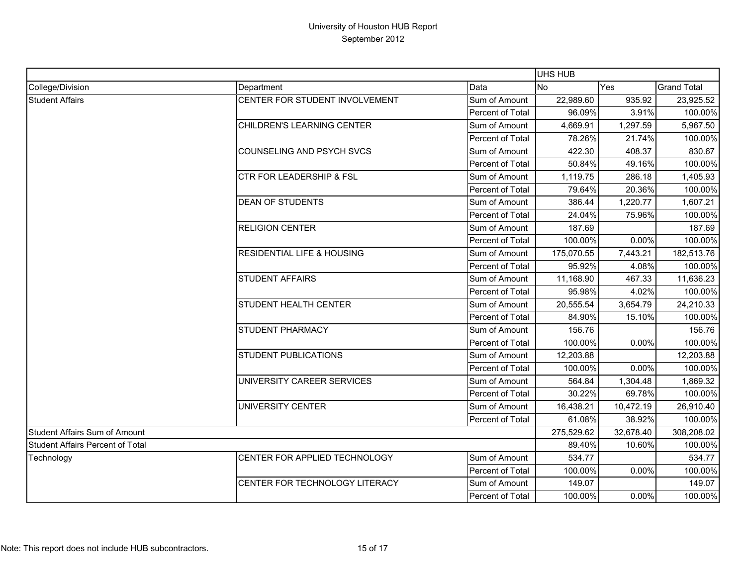# University of Houston HUB Report
## September 2012

| | | | UHS HUB | | |
|---|---|---|---|---|---|
| College/Division | Department | Data | No | Yes | Grand Total |
| Student Affairs | CENTER FOR STUDENT INVOLVEMENT | Sum of Amount | 22,989.60 | 935.92 | 23,925.52 |
| | | Percent of Total | 96.09% | 3.91% | 100.00% |
| | CHILDREN'S LEARNING CENTER | Sum of Amount | 4,669.91 | 1,297.59 | 5,967.50 |
| | | Percent of Total | 78.26% | 21.74% | 100.00% |
| | COUNSELING AND PSYCH SVCS | Sum of Amount | 422.30 | 408.37 | 830.67 |
| | | Percent of Total | 50.84% | 49.16% | 100.00% |
| | CTR FOR LEADERSHIP & FSL | Sum of Amount | 1,119.75 | 286.18 | 1,405.93 |
| | | Percent of Total | 79.64% | 20.36% | 100.00% |
| | DEAN OF STUDENTS | Sum of Amount | 386.44 | 1,220.77 | 1,607.21 |
| | | Percent of Total | 24.04% | 75.96% | 100.00% |
| | RELIGION CENTER | Sum of Amount | 187.69 | | 187.69 |
| | | Percent of Total | 100.00% | 0.00% | 100.00% |
| | RESIDENTIAL LIFE & HOUSING | Sum of Amount | 175,070.55 | 7,443.21 | 182,513.76 |
| | | Percent of Total | 95.92% | 4.08% | 100.00% |
| | STUDENT AFFAIRS | Sum of Amount | 11,168.90 | 467.33 | 11,636.23 |
| | | Percent of Total | 95.98% | 4.02% | 100.00% |
| | STUDENT HEALTH CENTER | Sum of Amount | 20,555.54 | 3,654.79 | 24,210.33 |
| | | Percent of Total | 84.90% | 15.10% | 100.00% |
| | STUDENT PHARMACY | Sum of Amount | 156.76 | | 156.76 |
| | | Percent of Total | 100.00% | 0.00% | 100.00% |
| | STUDENT PUBLICATIONS | Sum of Amount | 12,203.88 | | 12,203.88 |
| | | Percent of Total | 100.00% | 0.00% | 100.00% |
| | UNIVERSITY CAREER SERVICES | Sum of Amount | 564.84 | 1,304.48 | 1,869.32 |
| | | Percent of Total | 30.22% | 69.78% | 100.00% |
| | UNIVERSITY CENTER | Sum of Amount | 16,438.21 | 10,472.19 | 26,910.40 |
| | | Percent of Total | 61.08% | 38.92% | 100.00% |
| Student Affairs Sum of Amount | | | 275,529.62 | 32,678.40 | 308,208.02 |
| Student Affairs Percent of Total | | | 89.40% | 10.60% | 100.00% |
| Technology | CENTER FOR APPLIED TECHNOLOGY | Sum of Amount | 534.77 | | 534.77 |
| | | Percent of Total | 100.00% | 0.00% | 100.00% |
| | CENTER FOR TECHNOLOGY LITERACY | Sum of Amount | 149.07 | | 149.07 |
| | | Percent of Total | 100.00% | 0.00% | 100.00% |

Note: This report does not include HUB subcontractors.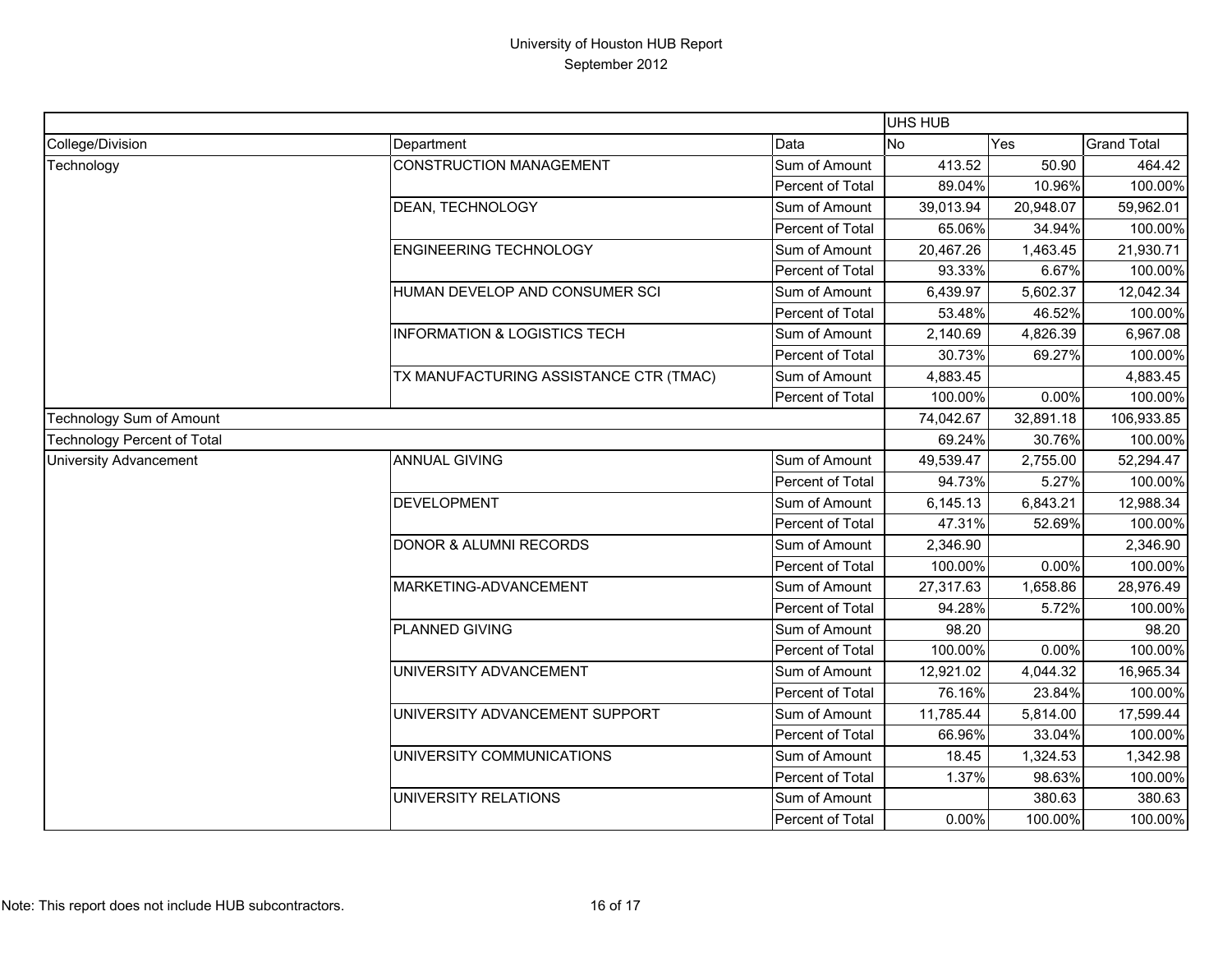# University of Houston HUB Report
## September 2012

| | | | UHS HUB | | |
|---|---|---|---|---|---|
| College/Division | Department | Data | No | Yes | Grand Total |
| Technology | CONSTRUCTION MANAGEMENT | Sum of Amount | 413.52 | 50.90 | 464.42 |
| | | Percent of Total | 89.04% | 10.96% | 100.00% |
| | DEAN, TECHNOLOGY | Sum of Amount | 39,013.94 | 20,948.07 | 59,962.01 |
| | | Percent of Total | 65.06% | 34.94% | 100.00% |
| | ENGINEERING TECHNOLOGY | Sum of Amount | 20,467.26 | 1,463.45 | 21,930.71 |
| | | Percent of Total | 93.33% | 6.67% | 100.00% |
| | HUMAN DEVELOP AND CONSUMER SCI | Sum of Amount | 6,439.97 | 5,602.37 | 12,042.34 |
| | | Percent of Total | 53.48% | 46.52% | 100.00% |
| | INFORMATION & LOGISTICS TECH | Sum of Amount | 2,140.69 | 4,826.39 | 6,967.08 |
| | | Percent of Total | 30.73% | 69.27% | 100.00% |
| | TX MANUFACTURING ASSISTANCE CTR (TMAC) | Sum of Amount | 4,883.45 | | 4,883.45 |
| | | Percent of Total | 100.00% | 0.00% | 100.00% |
| Technology Sum of Amount | | | 74,042.67 | 32,891.18 | 106,933.85 |
| Technology Percent of Total | | | 69.24% | 30.76% | 100.00% |
| University Advancement | ANNUAL GIVING | Sum of Amount | 49,539.47 | 2,755.00 | 52,294.47 |
| | | Percent of Total | 94.73% | 5.27% | 100.00% |
| | DEVELOPMENT | Sum of Amount | 6,145.13 | 6,843.21 | 12,988.34 |
| | | Percent of Total | 47.31% | 52.69% | 100.00% |
| | DONOR & ALUMNI RECORDS | Sum of Amount | 2,346.90 | | 2,346.90 |
| | | Percent of Total | 100.00% | 0.00% | 100.00% |
| | MARKETING-ADVANCEMENT | Sum of Amount | 27,317.63 | 1,658.86 | 28,976.49 |
| | | Percent of Total | 94.28% | 5.72% | 100.00% |
| | PLANNED GIVING | Sum of Amount | 98.20 | | 98.20 |
| | | Percent of Total | 100.00% | 0.00% | 100.00% |
| | UNIVERSITY ADVANCEMENT | Sum of Amount | 12,921.02 | 4,044.32 | 16,965.34 |
| | | Percent of Total | 76.16% | 23.84% | 100.00% |
| | UNIVERSITY ADVANCEMENT SUPPORT | Sum of Amount | 11,785.44 | 5,814.00 | 17,599.44 |
| | | Percent of Total | 66.96% | 33.04% | 100.00% |
| | UNIVERSITY COMMUNICATIONS | Sum of Amount | 18.45 | 1,324.53 | 1,342.98 |
| | | Percent of Total | 1.37% | 98.63% | 100.00% |
| | UNIVERSITY RELATIONS | Sum of Amount | | 380.63 | 380.63 |
| | | Percent of Total | 0.00% | 100.00% | 100.00% |

Note: This report does not include HUB subcontractors.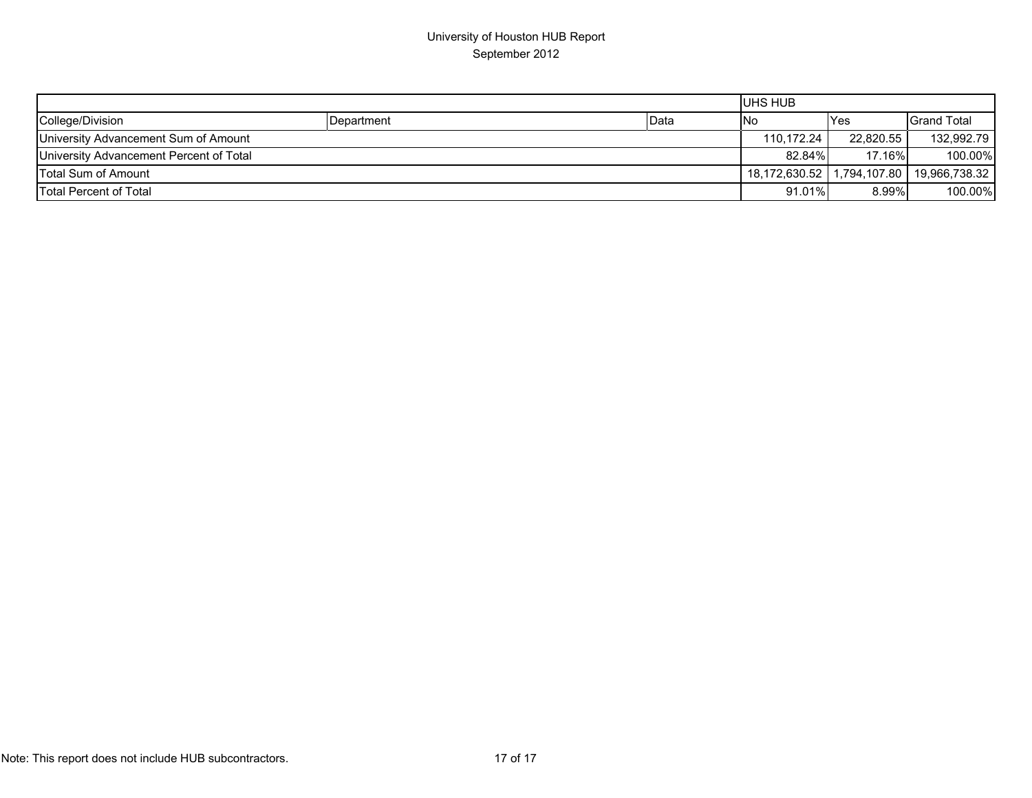# University of Houston HUB Report

September 2012

| | | | UHS HUB | | |
|---|---|---|---|---|---|
| College/Division | Department | Data | No | Yes | Grand Total |
| University Advancement Sum of Amount | | | 110,172.24 | 22,820.55 | 132,992.79 |
| University Advancement Percent of Total | | | 82.84% | 17.16% | 100.00% |
| Total Sum of Amount | | | 18,172,630.52 | 1,794,107.80 | 19,966,738.32 |
| Total Percent of Total | | | 91.01% | 8.99% | 100.00% |

Note: This report does not include HUB subcontractors.